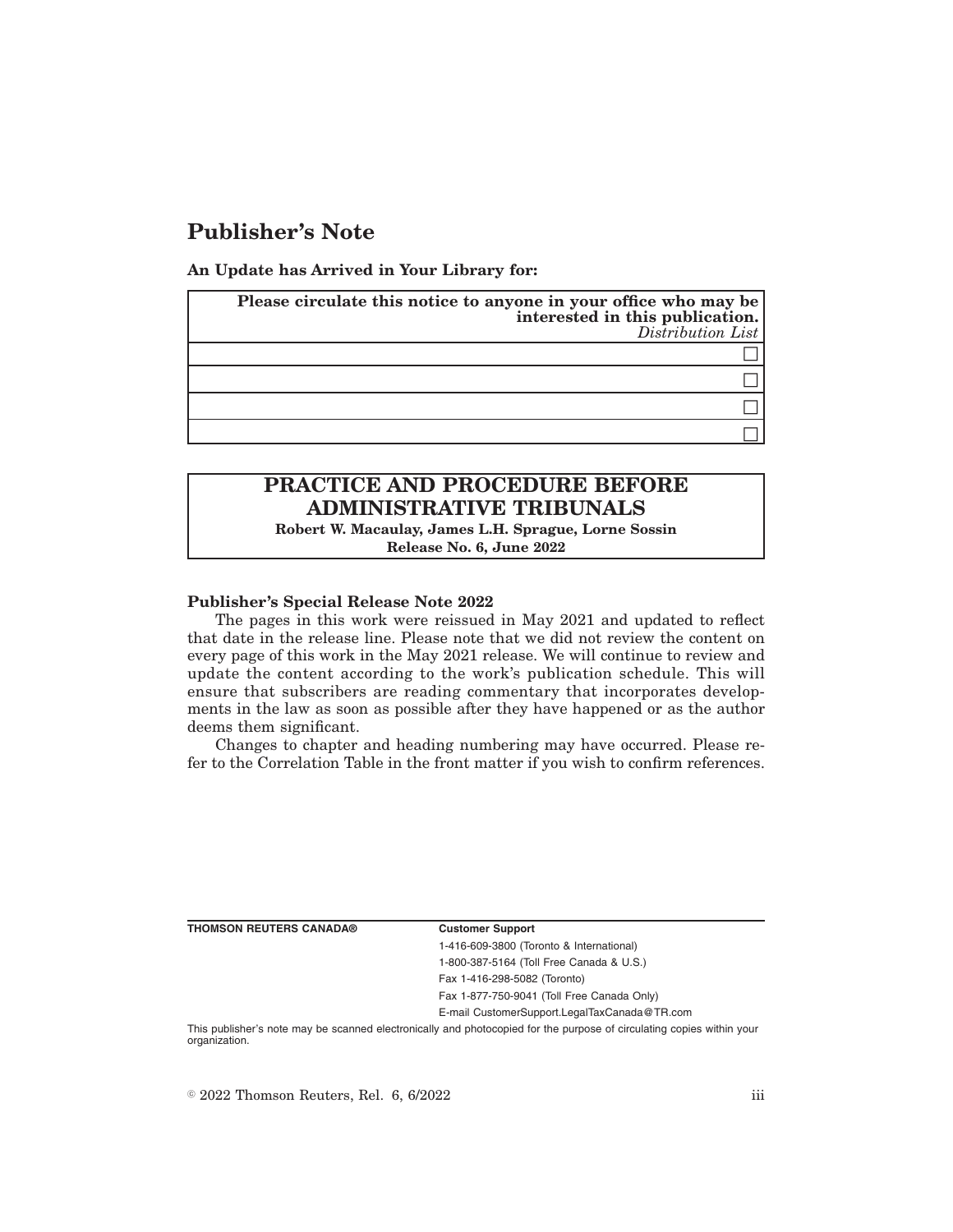# Publisher's Note

**An Update has Arrived in Your Library for:**

| **Please circulate this notice to anyone in your office who may be interested in this publication.** *Distribution List* |
|---|
| ☐ |
| ☐ |
| ☐ |
| ☐ |

## PRACTICE AND PROCEDURE BEFORE ADMINISTRATIVE TRIBUNALS

**Robert W. Macaulay, James L.H. Sprague, Lorne Sossin**

**Release No. 6, June 2022**

**Publisher's Special Release Note 2022**

The pages in this work were reissued in May 2021 and updated to reflect that date in the release line. Please note that we did not review the content on every page of this work in the May 2021 release. We will continue to review and update the content according to the work's publication schedule. This will ensure that subscribers are reading commentary that incorporates developments in the law as soon as possible after they have happened or as the author deems them significant.

Changes to chapter and heading numbering may have occurred. Please refer to the Correlation Table in the front matter if you wish to confirm references.

**THOMSON REUTERS CANADA®**

**Customer Support**

1-416-609-3800 (Toronto & International)

1-800-387-5164 (Toll Free Canada & U.S.)

Fax 1-416-298-5082 (Toronto)

Fax 1-877-750-9041 (Toll Free Canada Only)

E-mail CustomerSupport.LegalTaxCanada@TR.com

This publisher's note may be scanned electronically and photocopied for the purpose of circulating copies within your organization.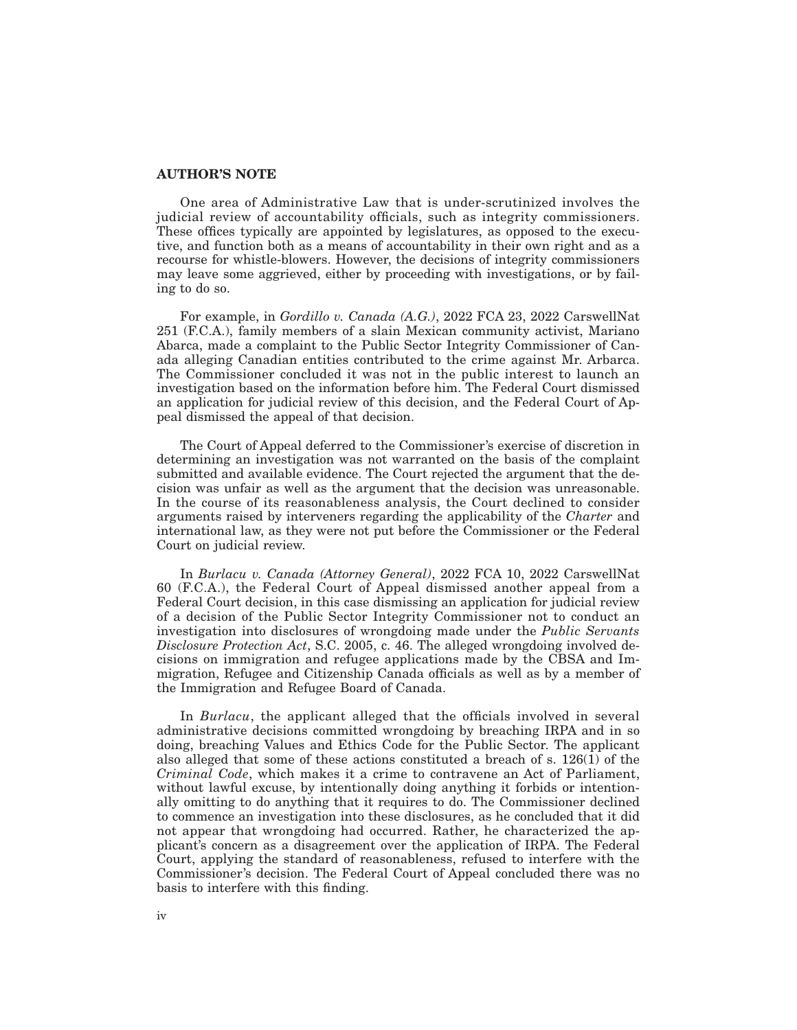**AUTHOR'S NOTE**

One area of Administrative Law that is under-scrutinized involves the judicial review of accountability officials, such as integrity commissioners. These offices typically are appointed by legislatures, as opposed to the executive, and function both as a means of accountability in their own right and as a recourse for whistle-blowers. However, the decisions of integrity commissioners may leave some aggrieved, either by proceeding with investigations, or by failing to do so.

For example, in *Gordillo v. Canada (A.G.)*, 2022 FCA 23, 2022 CarswellNat 251 (F.C.A.), family members of a slain Mexican community activist, Mariano Abarca, made a complaint to the Public Sector Integrity Commissioner of Canada alleging Canadian entities contributed to the crime against Mr. Arbarca. The Commissioner concluded it was not in the public interest to launch an investigation based on the information before him. The Federal Court dismissed an application for judicial review of this decision, and the Federal Court of Appeal dismissed the appeal of that decision.

The Court of Appeal deferred to the Commissioner's exercise of discretion in determining an investigation was not warranted on the basis of the complaint submitted and available evidence. The Court rejected the argument that the decision was unfair as well as the argument that the decision was unreasonable. In the course of its reasonableness analysis, the Court declined to consider arguments raised by interveners regarding the applicability of the *Charter* and international law, as they were not put before the Commissioner or the Federal Court on judicial review.

In *Burlacu v. Canada (Attorney General)*, 2022 FCA 10, 2022 CarswellNat 60 (F.C.A.), the Federal Court of Appeal dismissed another appeal from a Federal Court decision, in this case dismissing an application for judicial review of a decision of the Public Sector Integrity Commissioner not to conduct an investigation into disclosures of wrongdoing made under the *Public Servants Disclosure Protection Act*, S.C. 2005, c. 46. The alleged wrongdoing involved decisions on immigration and refugee applications made by the CBSA and Immigration, Refugee and Citizenship Canada officials as well as by a member of the Immigration and Refugee Board of Canada.

In *Burlacu*, the applicant alleged that the officials involved in several administrative decisions committed wrongdoing by breaching IRPA and in so doing, breaching Values and Ethics Code for the Public Sector. The applicant also alleged that some of these actions constituted a breach of s. 126(1) of the *Criminal Code*, which makes it a crime to contravene an Act of Parliament, without lawful excuse, by intentionally doing anything it forbids or intentionally omitting to do anything that it requires to do. The Commissioner declined to commence an investigation into these disclosures, as he concluded that it did not appear that wrongdoing had occurred. Rather, he characterized the applicant's concern as a disagreement over the application of IRPA. The Federal Court, applying the standard of reasonableness, refused to interfere with the Commissioner's decision. The Federal Court of Appeal concluded there was no basis to interfere with this finding.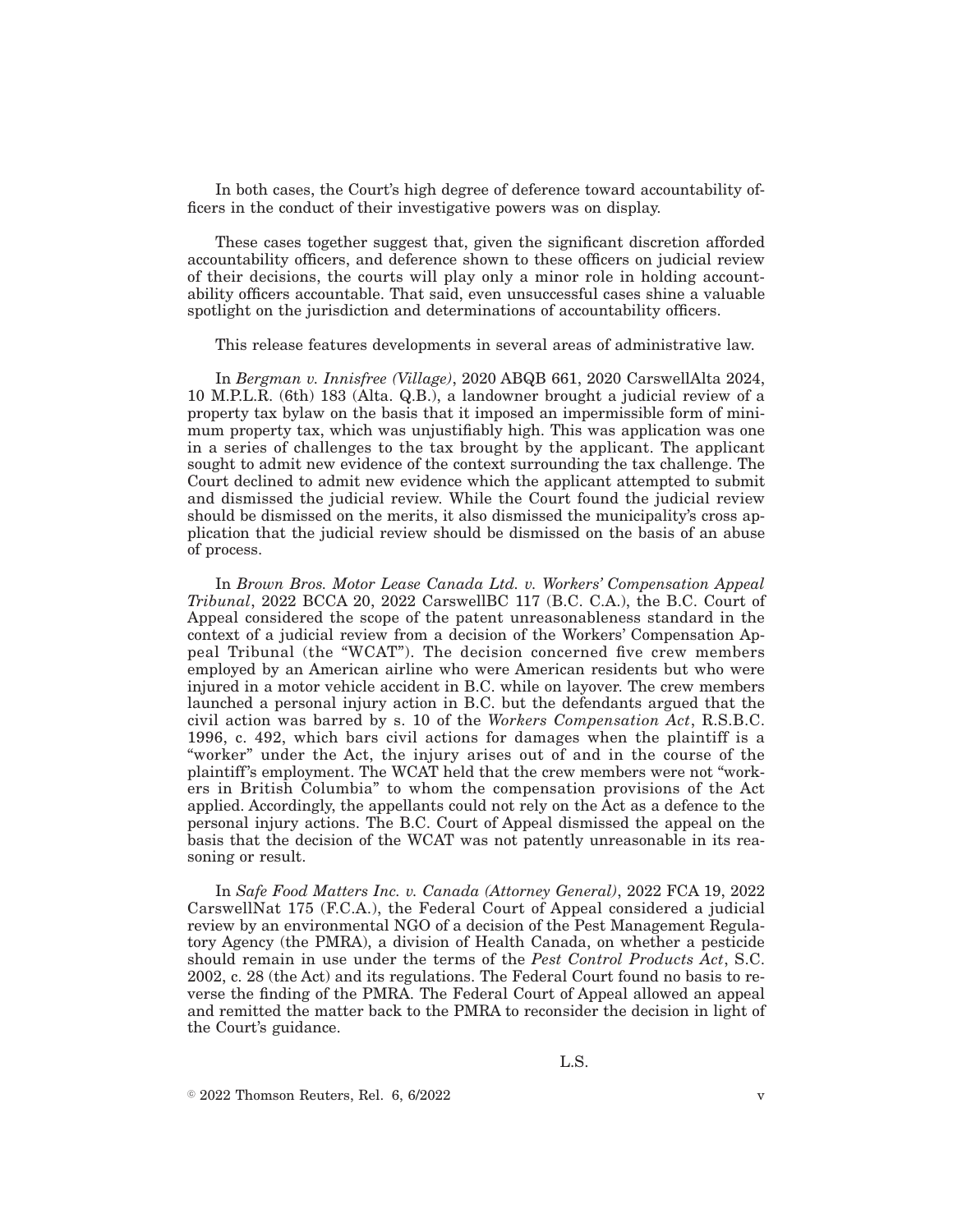In both cases, the Court's high degree of deference toward accountability officers in the conduct of their investigative powers was on display.

These cases together suggest that, given the significant discretion afforded accountability officers, and deference shown to these officers on judicial review of their decisions, the courts will play only a minor role in holding accountability officers accountable. That said, even unsuccessful cases shine a valuable spotlight on the jurisdiction and determinations of accountability officers.

This release features developments in several areas of administrative law.

In *Bergman v. Innisfree (Village)*, 2020 ABQB 661, 2020 CarswellAlta 2024, 10 M.P.L.R. (6th) 183 (Alta. Q.B.), a landowner brought a judicial review of a property tax bylaw on the basis that it imposed an impermissible form of minimum property tax, which was unjustifiably high. This was application was one in a series of challenges to the tax brought by the applicant. The applicant sought to admit new evidence of the context surrounding the tax challenge. The Court declined to admit new evidence which the applicant attempted to submit and dismissed the judicial review. While the Court found the judicial review should be dismissed on the merits, it also dismissed the municipality's cross application that the judicial review should be dismissed on the basis of an abuse of process.

In *Brown Bros. Motor Lease Canada Ltd. v. Workers' Compensation Appeal Tribunal*, 2022 BCCA 20, 2022 CarswellBC 117 (B.C. C.A.), the B.C. Court of Appeal considered the scope of the patent unreasonableness standard in the context of a judicial review from a decision of the Workers' Compensation Appeal Tribunal (the "WCAT"). The decision concerned five crew members employed by an American airline who were American residents but who were injured in a motor vehicle accident in B.C. while on layover. The crew members launched a personal injury action in B.C. but the defendants argued that the civil action was barred by s. 10 of the *Workers Compensation Act*, R.S.B.C. 1996, c. 492, which bars civil actions for damages when the plaintiff is a "worker" under the Act, the injury arises out of and in the course of the plaintiff's employment. The WCAT held that the crew members were not "workers in British Columbia" to whom the compensation provisions of the Act applied. Accordingly, the appellants could not rely on the Act as a defence to the personal injury actions. The B.C. Court of Appeal dismissed the appeal on the basis that the decision of the WCAT was not patently unreasonable in its reasoning or result.

In *Safe Food Matters Inc. v. Canada (Attorney General)*, 2022 FCA 19, 2022 CarswellNat 175 (F.C.A.), the Federal Court of Appeal considered a judicial review by an environmental NGO of a decision of the Pest Management Regulatory Agency (the PMRA), a division of Health Canada, on whether a pesticide should remain in use under the terms of the *Pest Control Products Act*, S.C. 2002, c. 28 (the Act) and its regulations. The Federal Court found no basis to reverse the finding of the PMRA. The Federal Court of Appeal allowed an appeal and remitted the matter back to the PMRA to reconsider the decision in light of the Court's guidance.

L.S.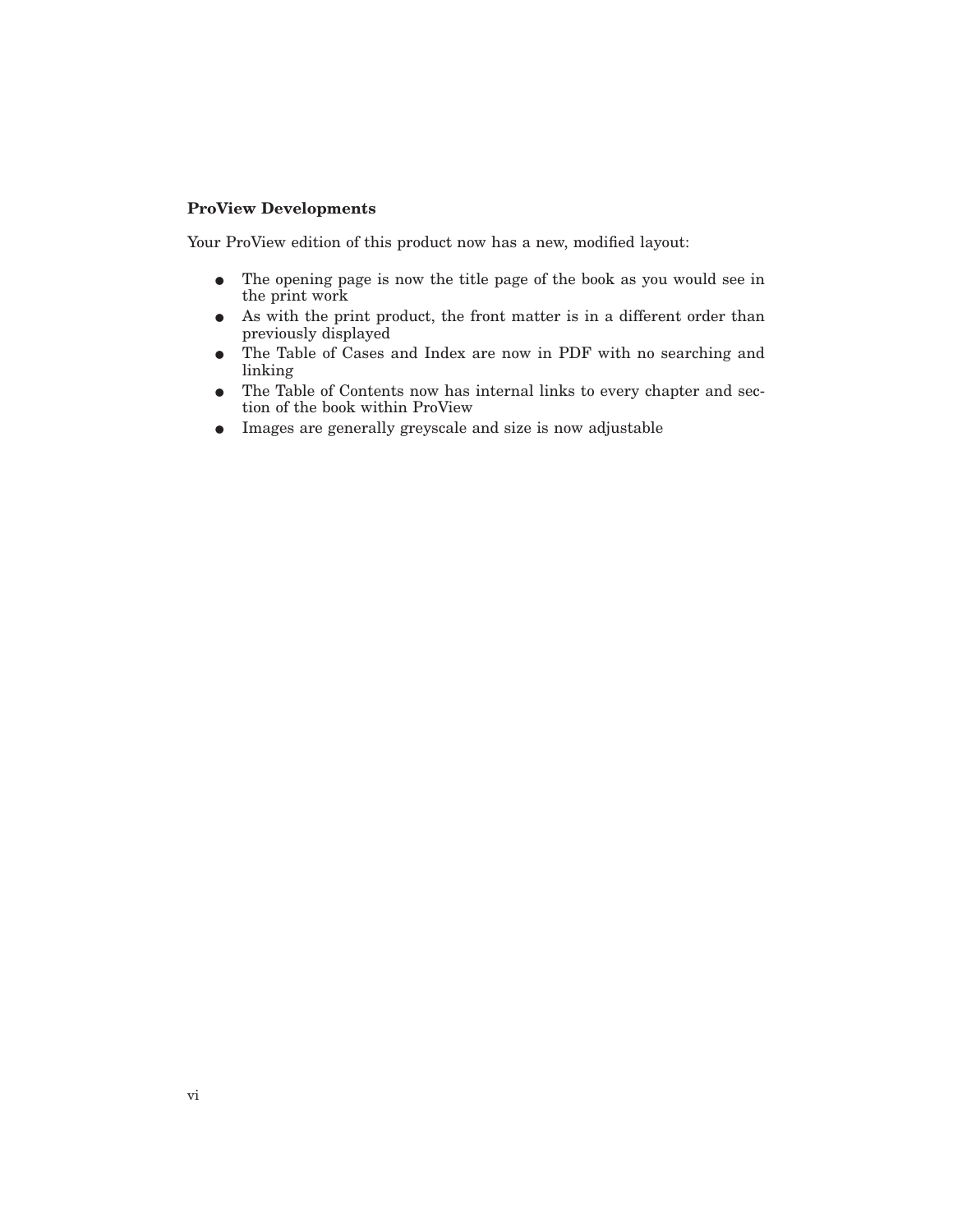**ProView Developments**

Your ProView edition of this product now has a new, modified layout:

- The opening page is now the title page of the book as you would see in the print work
- As with the print product, the front matter is in a different order than previously displayed
- The Table of Cases and Index are now in PDF with no searching and linking
- The Table of Contents now has internal links to every chapter and section of the book within ProView
- Images are generally greyscale and size is now adjustable